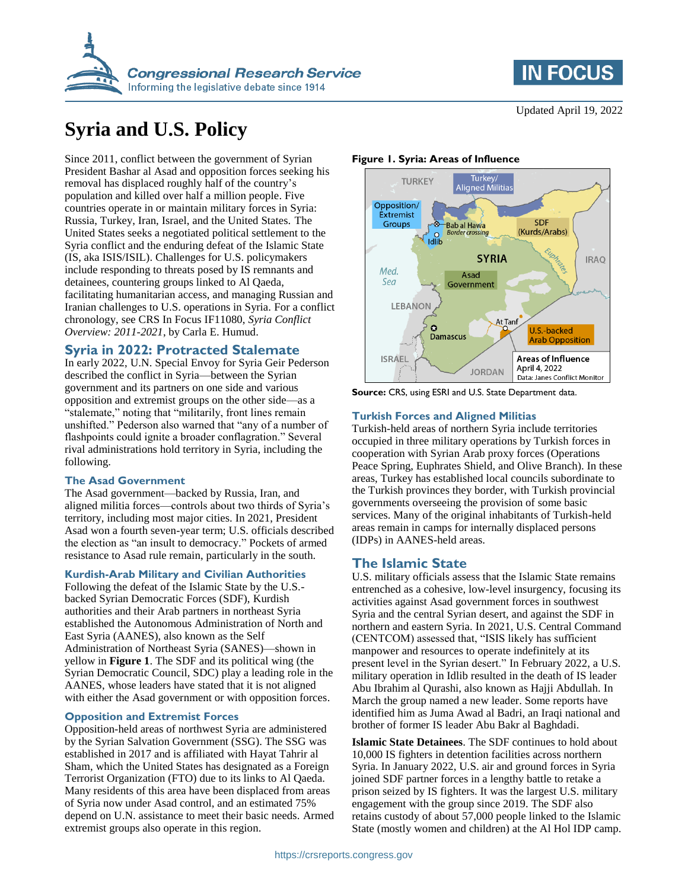# Syria and U.S. Policy

Updated April 19, 2022

Since 2011, conflict between the government of Syrian President Bashar al Asad and opposition forces seeking his removal has displaced roughly half of the country's population and killed over half a million people. Five countries operate in or maintain military forces in Syria: Russia, Turkey, Iran, Israel, and the United States. The United States seeks a negotiated political settlement to the Syria conflict and the enduring defeat of the Islamic State (IS, aka ISIS/ISIL). Challenges for U.S. policymakers include responding to threats posed by IS remnants and detainees, countering groups linked to Al Qaeda, facilitating humanitarian access, and managing Russian and Iranian challenges to U.S. operations in Syria. For a conflict chronology, see CRS In Focus IF11080, *Syria Conflict Overview: 2011-2021*, by Carla E. Humud.

## Syria in 2022: Protracted Stalemate

In early 2022, U.N. Special Envoy for Syria Geir Pederson described the conflict in Syria—between the Syrian government and its partners on one side and various opposition and extremist groups on the other side—as a "stalemate," noting that "militarily, front lines remain unshifted." Pederson also warned that "any of a number of flashpoints could ignite a broader conflagration." Several rival administrations hold territory in Syria, including the following.

### The Asad Government

The Asad government—backed by Russia, Iran, and aligned militia forces—controls about two thirds of Syria's territory, including most major cities. In 2021, President Asad won a fourth seven-year term; U.S. officials described the election as "an insult to democracy." Pockets of armed resistance to Asad rule remain, particularly in the south.

### Kurdish-Arab Military and Civilian Authorities

Following the defeat of the Islamic State by the U.S.-backed Syrian Democratic Forces (SDF), Kurdish authorities and their Arab partners in northeast Syria established the Autonomous Administration of North and East Syria (AANES), also known as the Self Administration of Northeast Syria (SANES)—shown in yellow in **Figure 1**. The SDF and its political wing (the Syrian Democratic Council, SDC) play a leading role in the AANES, whose leaders have stated that it is not aligned with either the Asad government or with opposition forces.

### Opposition and Extremist Forces

Opposition-held areas of northwest Syria are administered by the Syrian Salvation Government (SSG). The SSG was established in 2017 and is affiliated with Hayat Tahrir al Sham, which the United States has designated as a Foreign Terrorist Organization (FTO) due to its links to Al Qaeda. Many residents of this area have been displaced from areas of Syria now under Asad control, and an estimated 75% depend on U.N. assistance to meet their basic needs. Armed extremist groups also operate in this region.

**Figure 1. Syria: Areas of Influence**

**Source:** CRS, using ESRI and U.S. State Department data.

### Turkish Forces and Aligned Militias

Turkish-held areas of northern Syria include territories occupied in three military operations by Turkish forces in cooperation with Syrian Arab proxy forces (Operations Peace Spring, Euphrates Shield, and Olive Branch). In these areas, Turkey has established local councils subordinate to the Turkish provinces they border, with Turkish provincial governments overseeing the provision of some basic services. Many of the original inhabitants of Turkish-held areas remain in camps for internally displaced persons (IDPs) in AANES-held areas.

## The Islamic State

U.S. military officials assess that the Islamic State remains entrenched as a cohesive, low-level insurgency, focusing its activities against Asad government forces in southwest Syria and the central Syrian desert, and against the SDF in northern and eastern Syria. In 2021, U.S. Central Command (CENTCOM) assessed that, "ISIS likely has sufficient manpower and resources to operate indefinitely at its present level in the Syrian desert." In February 2022, a U.S. military operation in Idlib resulted in the death of IS leader Abu Ibrahim al Qurashi, also known as Hajji Abdullah. In March the group named a new leader. Some reports have identified him as Juma Awad al Badri, an Iraqi national and brother of former IS leader Abu Bakr al Baghdadi.

**Islamic State Detainees**. The SDF continues to hold about 10,000 IS fighters in detention facilities across northern Syria. In January 2022, U.S. air and ground forces in Syria joined SDF partner forces in a lengthy battle to retake a prison seized by IS fighters. It was the largest U.S. military engagement with the group since 2019. The SDF also retains custody of about 57,000 people linked to the Islamic State (mostly women and children) at the Al Hol IDP camp.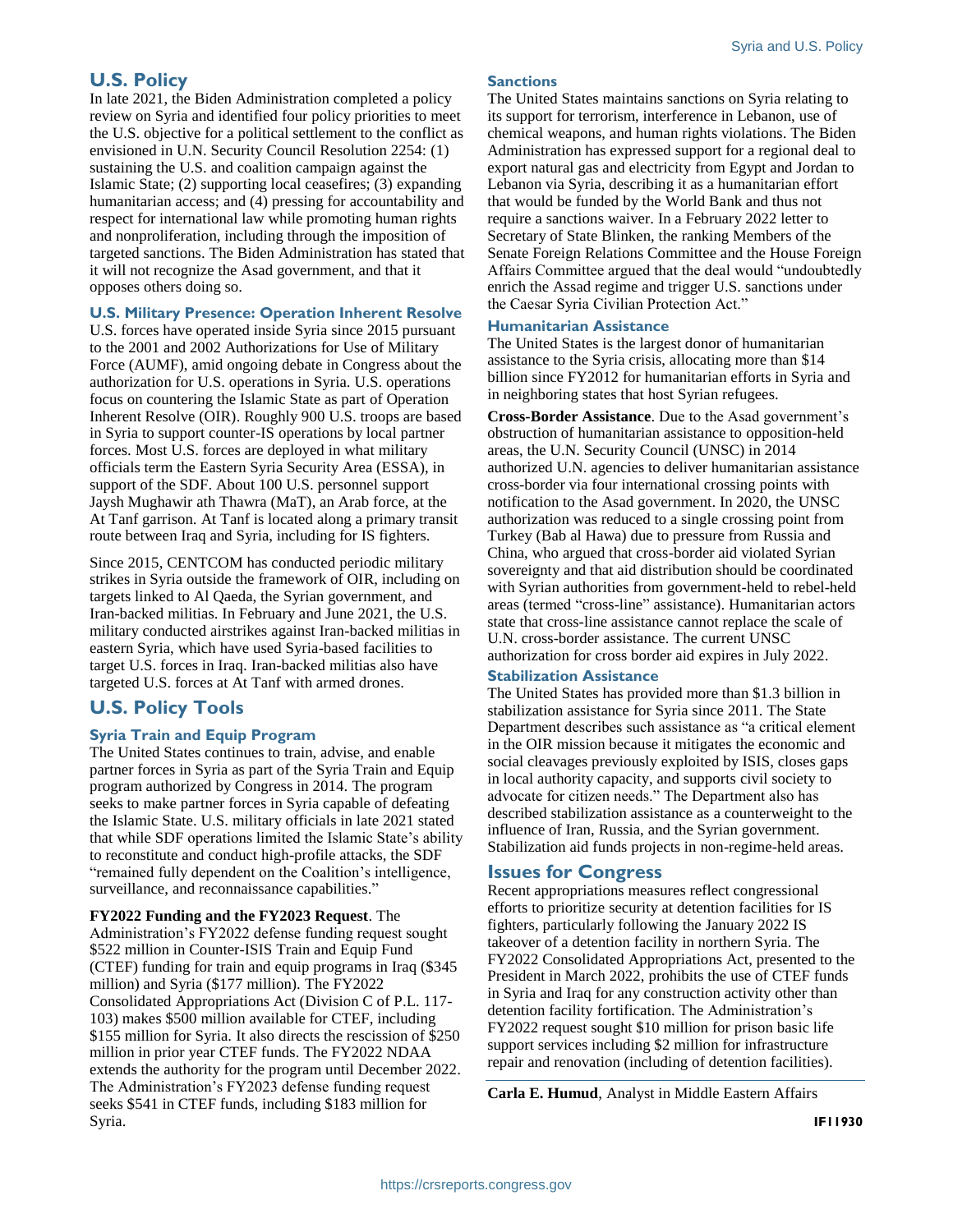## U.S. Policy

In late 2021, the Biden Administration completed a policy review on Syria and identified four policy priorities to meet the U.S. objective for a political settlement to the conflict as envisioned in U.N. Security Council Resolution 2254: (1) sustaining the U.S. and coalition campaign against the Islamic State; (2) supporting local ceasefires; (3) expanding humanitarian access; and (4) pressing for accountability and respect for international law while promoting human rights and nonproliferation, including through the imposition of targeted sanctions. The Biden Administration has stated that it will not recognize the Asad government, and that it opposes others doing so.

### U.S. Military Presence: Operation Inherent Resolve

U.S. forces have operated inside Syria since 2015 pursuant to the 2001 and 2002 Authorizations for Use of Military Force (AUMF), amid ongoing debate in Congress about the authorization for U.S. operations in Syria. U.S. operations focus on countering the Islamic State as part of Operation Inherent Resolve (OIR). Roughly 900 U.S. troops are based in Syria to support counter-IS operations by local partner forces. Most U.S. forces are deployed in what military officials term the Eastern Syria Security Area (ESSA), in support of the SDF. About 100 U.S. personnel support Jaysh Mughawir ath Thawra (MaT), an Arab force, at the At Tanf garrison. At Tanf is located along a primary transit route between Iraq and Syria, including for IS fighters.

Since 2015, CENTCOM has conducted periodic military strikes in Syria outside the framework of OIR, including on targets linked to Al Qaeda, the Syrian government, and Iran-backed militias. In February and June 2021, the U.S. military conducted airstrikes against Iran-backed militias in eastern Syria, which have used Syria-based facilities to target U.S. forces in Iraq. Iran-backed militias also have targeted U.S. forces at At Tanf with armed drones.

## U.S. Policy Tools

### Syria Train and Equip Program

The United States continues to train, advise, and enable partner forces in Syria as part of the Syria Train and Equip program authorized by Congress in 2014. The program seeks to make partner forces in Syria capable of defeating the Islamic State. U.S. military officials in late 2021 stated that while SDF operations limited the Islamic State's ability to reconstitute and conduct high-profile attacks, the SDF "remained fully dependent on the Coalition's intelligence, surveillance, and reconnaissance capabilities."

**FY2022 Funding and the FY2023 Request**. The Administration's FY2022 defense funding request sought $522 million in Counter-ISIS Train and Equip Fund (CTEF) funding for train and equip programs in Iraq ($345 million) and Syria ($177 million). The FY2022 Consolidated Appropriations Act (Division C of P.L. 117-103) makes $500 million available for CTEF, including $155 million for Syria. It also directs the rescission of $250 million in prior year CTEF funds. The FY2022 NDAA extends the authority for the program until December 2022. The Administration's FY2023 defense funding request seeks $541 in CTEF funds, including $183 million for Syria.

### Sanctions

The United States maintains sanctions on Syria relating to its support for terrorism, interference in Lebanon, use of chemical weapons, and human rights violations. The Biden Administration has expressed support for a regional deal to export natural gas and electricity from Egypt and Jordan to Lebanon via Syria, describing it as a humanitarian effort that would be funded by the World Bank and thus not require a sanctions waiver. In a February 2022 letter to Secretary of State Blinken, the ranking Members of the Senate Foreign Relations Committee and the House Foreign Affairs Committee argued that the deal would "undoubtedly enrich the Assad regime and trigger U.S. sanctions under the Caesar Syria Civilian Protection Act."

### Humanitarian Assistance

The United States is the largest donor of humanitarian assistance to the Syria crisis, allocating more than $14 billion since FY2012 for humanitarian efforts in Syria and in neighboring states that host Syrian refugees.

**Cross-Border Assistance**. Due to the Asad government's obstruction of humanitarian assistance to opposition-held areas, the U.N. Security Council (UNSC) in 2014 authorized U.N. agencies to deliver humanitarian assistance cross-border via four international crossing points with notification to the Asad government. In 2020, the UNSC authorization was reduced to a single crossing point from Turkey (Bab al Hawa) due to pressure from Russia and China, who argued that cross-border aid violated Syrian sovereignty and that aid distribution should be coordinated with Syrian authorities from government-held to rebel-held areas (termed "cross-line" assistance). Humanitarian actors state that cross-line assistance cannot replace the scale of U.N. cross-border assistance. The current UNSC authorization for cross border aid expires in July 2022.

### Stabilization Assistance

The United States has provided more than $1.3 billion in stabilization assistance for Syria since 2011. The State Department describes such assistance as "a critical element in the OIR mission because it mitigates the economic and social cleavages previously exploited by ISIS, closes gaps in local authority capacity, and supports civil society to advocate for citizen needs." The Department also has described stabilization assistance as a counterweight to the influence of Iran, Russia, and the Syrian government. Stabilization aid funds projects in non-regime-held areas.

## Issues for Congress

Recent appropriations measures reflect congressional efforts to prioritize security at detention facilities for IS fighters, particularly following the January 2022 IS takeover of a detention facility in northern Syria. The FY2022 Consolidated Appropriations Act, presented to the President in March 2022, prohibits the use of CTEF funds in Syria and Iraq for any construction activity other than detention facility fortification. The Administration's FY2022 request sought $10 million for prison basic life support services including $2 million for infrastructure repair and renovation (including of detention facilities).

**Carla E. Humud**, Analyst in Middle Eastern Affairs

IF11930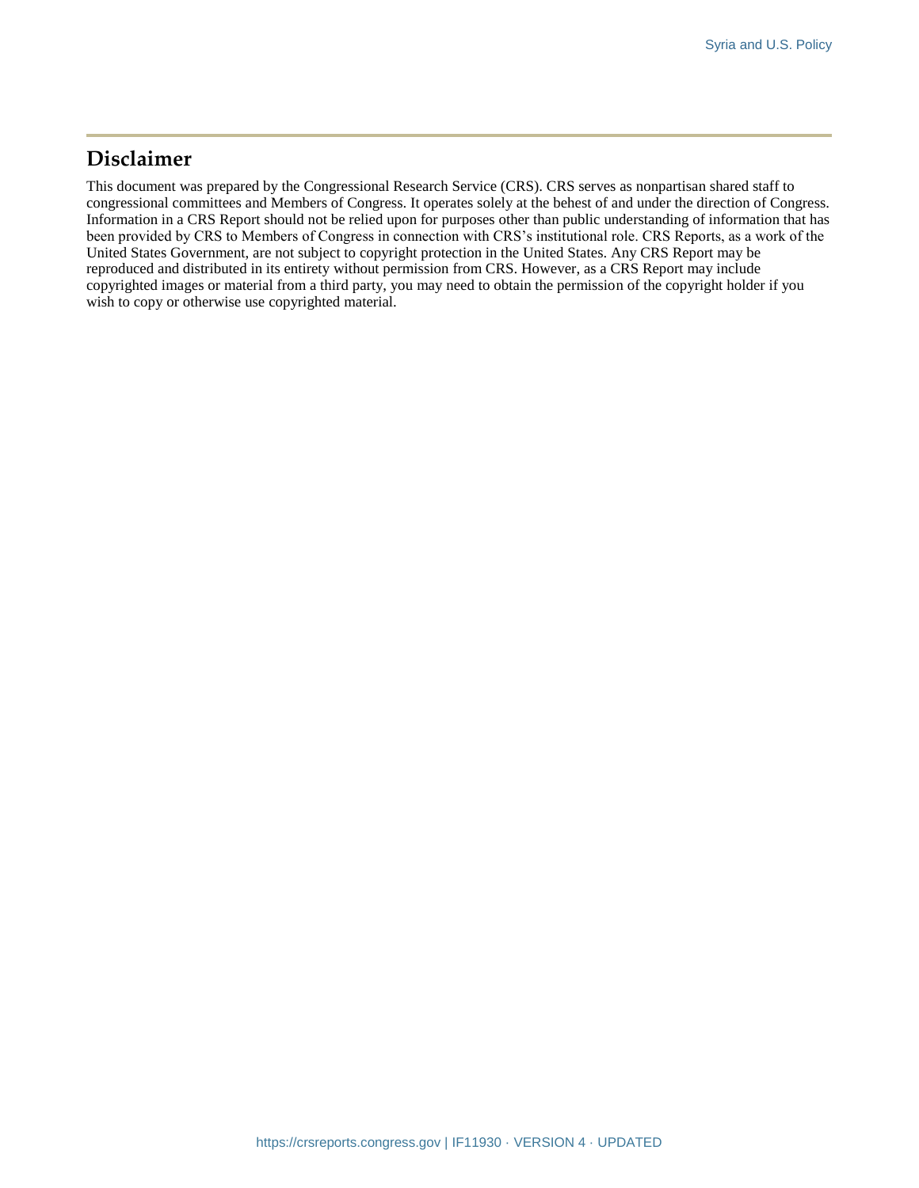## Disclaimer

This document was prepared by the Congressional Research Service (CRS). CRS serves as nonpartisan shared staff to congressional committees and Members of Congress. It operates solely at the behest of and under the direction of Congress. Information in a CRS Report should not be relied upon for purposes other than public understanding of information that has been provided by CRS to Members of Congress in connection with CRS's institutional role. CRS Reports, as a work of the United States Government, are not subject to copyright protection in the United States. Any CRS Report may be reproduced and distributed in its entirety without permission from CRS. However, as a CRS Report may include copyrighted images or material from a third party, you may need to obtain the permission of the copyright holder if you wish to copy or otherwise use copyrighted material.